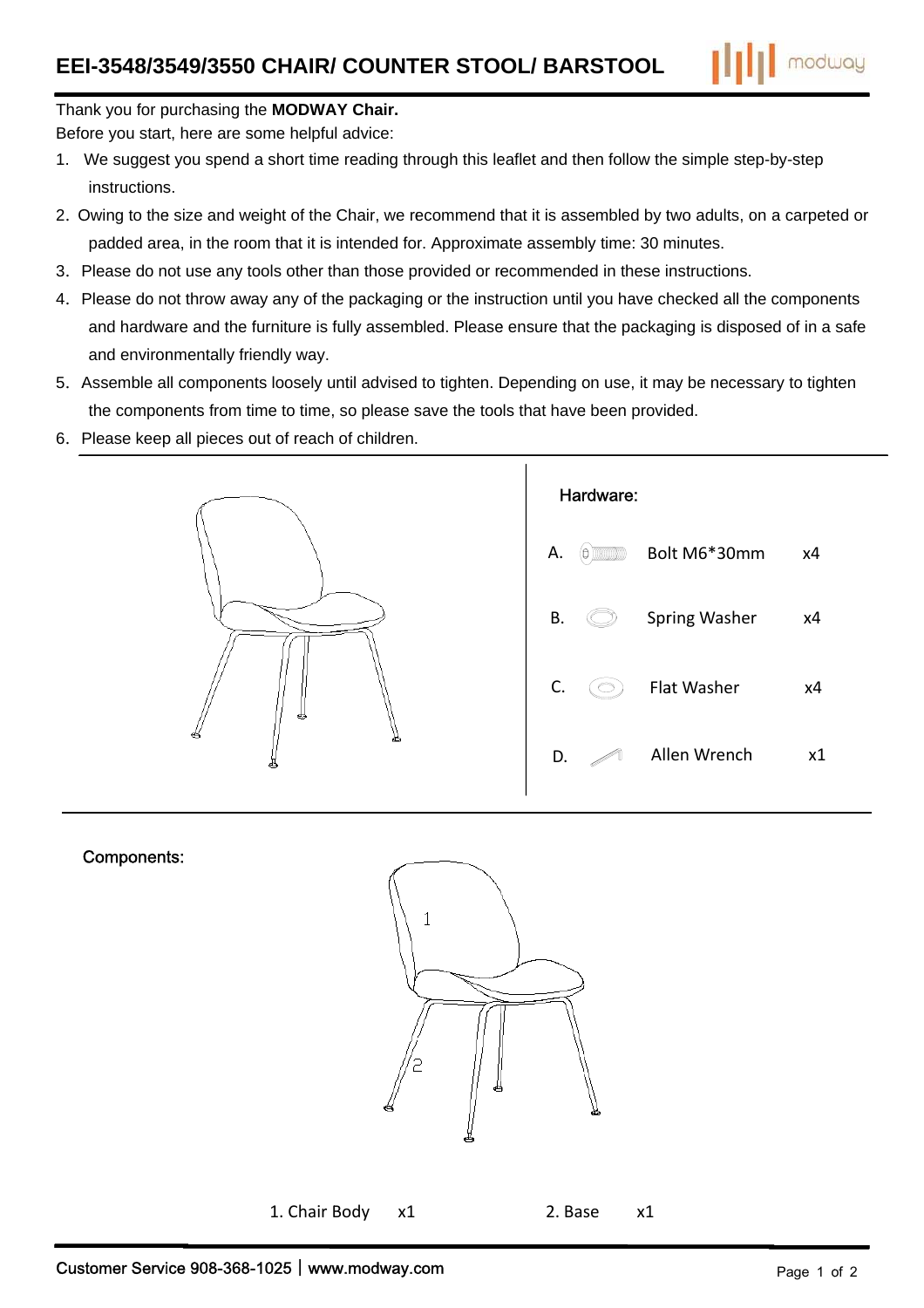# EEI-3548/3549/3550 CHAIR/ COUNTER STOOL/ BARSTOOL

Thank you for purchasing the **MODWAY Chair.**

Before you start, here are some helpful advice:

1. We suggest you spend a short time reading through this leaflet and then follow the simple step-by-step instructions.
2. Owing to the size and weight of the Chair, we recommend that it is assembled by two adults, on a carpeted or padded area, in the room that it is intended for. Approximate assembly time: 30 minutes.
3. Please do not use any tools other than those provided or recommended in these instructions.
4. Please do not throw away any of the packaging or the instruction until you have checked all the components and hardware and the furniture is fully assembled. Please ensure that the packaging is disposed of in a safe and environmentally friendly way.
5. Assemble all components loosely until advised to tighten. Depending on use, it may be necessary to tighten the components from time to time, so please save the tools that have been provided.
6. Please keep all pieces out of reach of children.

## Hardware:

| | | |
|---|---|---|
| A. | Bolt M6*30mm | x4 |
| B. | Spring Washer | x4 |
| C. | Flat Washer | x4 |
| D. | Allen Wrench | x1 |

## Components:

1. Chair Body x1

2. Base x1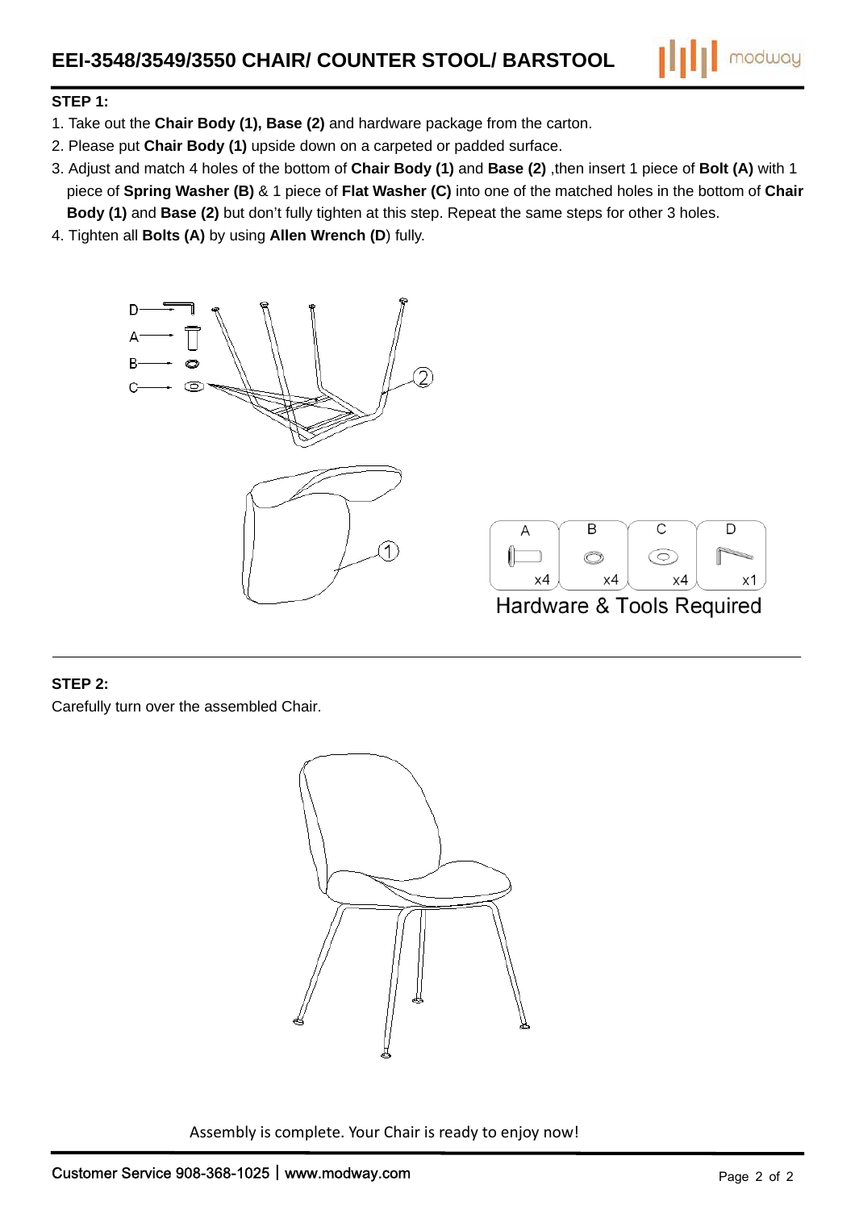# EEI-3548/3549/3550 CHAIR/ COUNTER STOOL/ BARSTOOL

**STEP 1:**

1. Take out the **Chair Body (1), Base (2)** and hardware package from the carton.
2. Please put **Chair Body (1)** upside down on a carpeted or padded surface.
3. Adjust and match 4 holes of the bottom of **Chair Body (1)** and **Base (2)** ,then insert 1 piece of **Bolt (A)** with 1 piece of **Spring Washer (B)** & 1 piece of **Flat Washer (C)** into one of the matched holes in the bottom of **Chair Body (1)** and **Base (2)** but don't fully tighten at this step. Repeat the same steps for other 3 holes.
4. Tighten all **Bolts (A)** by using **Allen Wrench (D**) fully.

D
A
B
C
2
1

| A | B | C | D |
|---|---|---|---|
| x4 | x4 | x4 | x1 |

Hardware & Tools Required

**STEP 2:**

Carefully turn over the assembled Chair.

Assembly is complete. Your Chair is ready to enjoy now!

Customer Service 908-368-1025 | www.modway.com